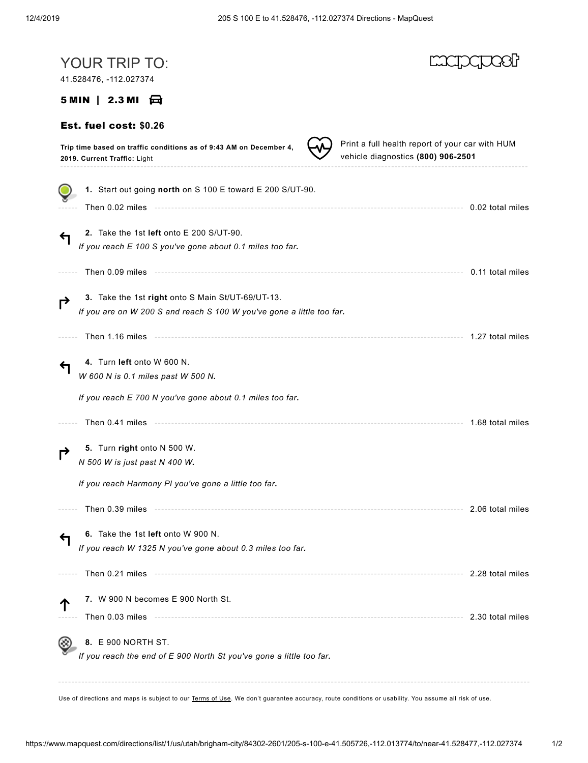# YOUR TRIP TO:

41.528476, -112.027374

**5 MIN | 2.3 MI**

**Est. fuel cost: $0.26**

**Trip time based on traffic conditions as of 9:43 AM on December 4, 2019. Current Traffic:** Light

Print a full health report of your car with HUM vehicle diagnostics **(800) 906-2501**

---

**1.** Start out going **north** on S 100 E toward E 200 S/UT-90.

Then 0.02 miles — 0.02 total miles

**2.** Take the 1st **left** onto E 200 S/UT-90.

*If you reach E 100 S you've gone about 0.1 miles too far.*

Then 0.09 miles — 0.11 total miles

**3.** Take the 1st **right** onto S Main St/UT-69/UT-13.

*If you are on W 200 S and reach S 100 W you've gone a little too far.*

Then 1.16 miles — 1.27 total miles

**4.** Turn **left** onto W 600 N.

*W 600 N is 0.1 miles past W 500 N.*

*If you reach E 700 N you've gone about 0.1 miles too far.*

Then 0.41 miles — 1.68 total miles

**5.** Turn **right** onto N 500 W.

*N 500 W is just past N 400 W.*

*If you reach Harmony Pl you've gone a little too far.*

Then 0.39 miles — 2.06 total miles

**6.** Take the 1st **left** onto W 900 N.

*If you reach W 1325 N you've gone about 0.3 miles too far.*

Then 0.21 miles — 2.28 total miles

**7.** W 900 N becomes E 900 North St.

Then 0.03 miles — 2.30 total miles

**8.** E 900 NORTH ST.

*If you reach the end of E 900 North St you've gone a little too far.*

---

Use of directions and maps is subject to our Terms of Use. We don't guarantee accuracy, route conditions or usability. You assume all risk of use.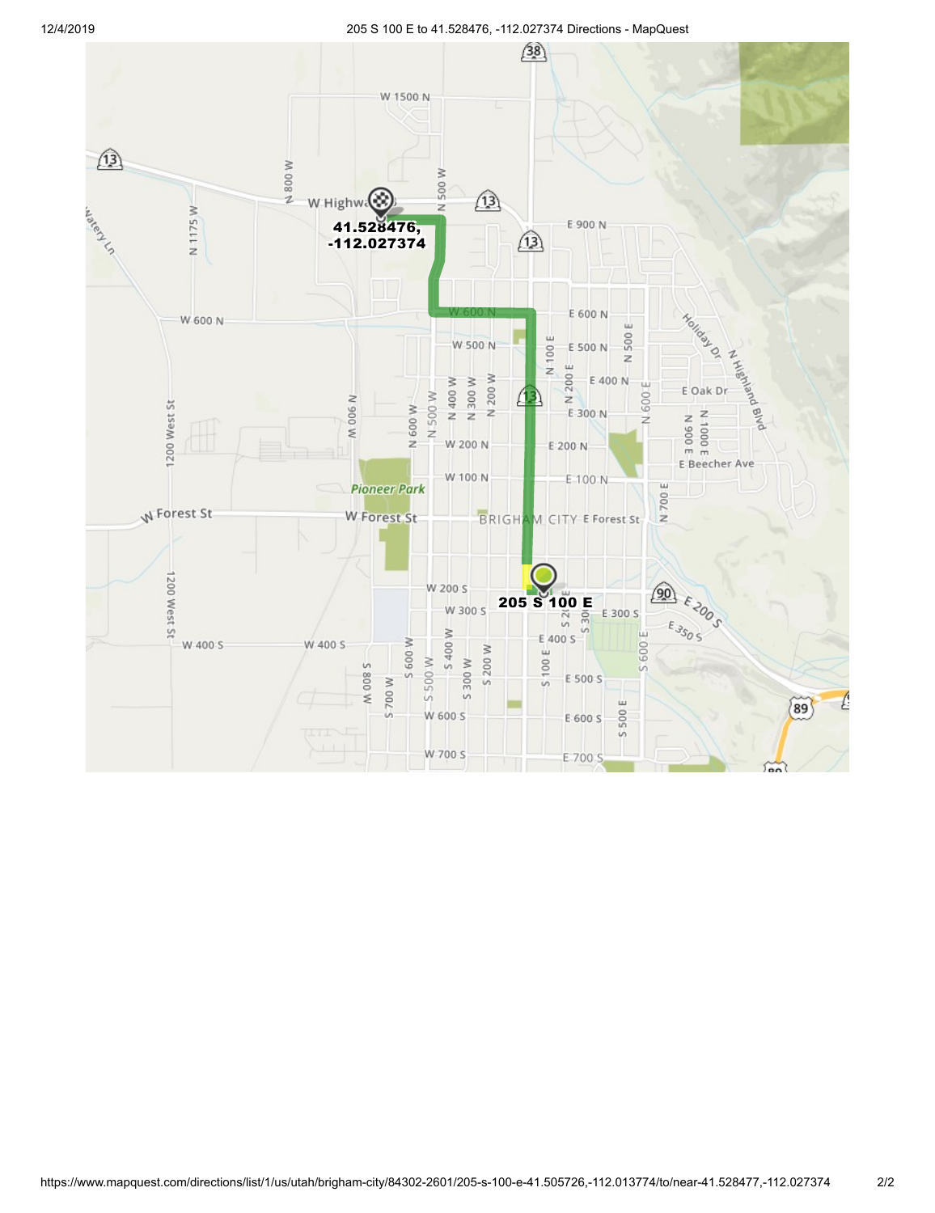41.528476,
-112.027374

205 S 100 E

W 1500 N

W Highway

W 600 N

W 500 N

W 200 N

W 100 N

W Forest St

Pioneer Park

BRIGHAM CITY

E Forest St

W 200 S

W 300 S

W 400 S

E 900 N

E 600 N

E 500 N

E 400 N

E 300 N

E 200 N

E 100 N

E Oak Dr

E Beecher Ave

Holiday Dr

N Highland Blvd

E 300 S

E 400 S

E 500 S

E 600 S

E 700 S

W 600 S

W 700 S

E 200 S

E 350 S

N 800 W

N 1175 W

N 900 W

N 600 W

N 500 W

N 400 W

N 300 W

N 200 W

N 100 E

N 200 E

N 500 E

N 600 E

N 700 E

N 900 E

N 1000 E

1200 West St

S 800 W

S 700 W

S 600 W

S 500 W

S 400 W

S 300 W

S 200 W

S 100 E

S 200 E

S 300 E

S 500 E

S 600 E

Watery Ln

38

13

90

89